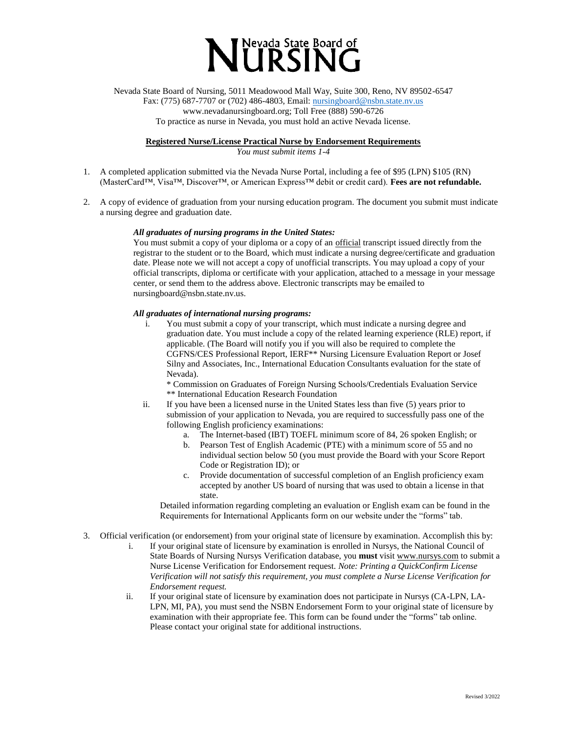# Nevada State Board of NURSING

Nevada State Board of Nursing, 5011 Meadowood Mall Way, Suite 300, Reno, NV 89502-6547
Fax: (775) 687-7707 or (702) 486-4803, Email: nursingboard@nsbn.state.nv.us
www.nevadanursingboard.org; Toll Free (888) 590-6726
To practice as nurse in Nevada, you must hold an active Nevada license.

## Registered Nurse/License Practical Nurse by Endorsement Requirements

*You must submit items 1-4*

1. A completed application submitted via the Nevada Nurse Portal, including a fee of $95 (LPN) $105 (RN) (MasterCard™, Visa™, Discover™, or American Express™ debit or credit card). **Fees are not refundable.**

2. A copy of evidence of graduation from your nursing education program. The document you submit must indicate a nursing degree and graduation date.

   ***All graduates of nursing programs in the United States:***
   You must submit a copy of your diploma or a copy of an official transcript issued directly from the registrar to the student or to the Board, which must indicate a nursing degree/certificate and graduation date. Please note we will not accept a copy of unofficial transcripts. You may upload a copy of your official transcripts, diploma or certificate with your application, attached to a message in your message center, or send them to the address above. Electronic transcripts may be emailed to nursingboard@nsbn.state.nv.us.

   ***All graduates of international nursing programs:***

   i. You must submit a copy of your transcript, which must indicate a nursing degree and graduation date. You must include a copy of the related learning experience (RLE) report, if applicable. (The Board will notify you if you will also be required to complete the CGFNS/CES Professional Report, IERF** Nursing Licensure Evaluation Report or Josef Silny and Associates, Inc., International Education Consultants evaluation for the state of Nevada).
   
      \* Commission on Graduates of Foreign Nursing Schools/Credentials Evaluation Service
      ** International Education Research Foundation

   ii. If you have been a licensed nurse in the United States less than five (5) years prior to submission of your application to Nevada, you are required to successfully pass one of the following English proficiency examinations:
      a. The Internet-based (IBT) TOEFL minimum score of 84, 26 spoken English; or
      b. Pearson Test of English Academic (PTE) with a minimum score of 55 and no individual section below 50 (you must provide the Board with your Score Report Code or Registration ID); or
      c. Provide documentation of successful completion of an English proficiency exam accepted by another US board of nursing that was used to obtain a license in that state.

   Detailed information regarding completing an evaluation or English exam can be found in the Requirements for International Applicants form on our website under the "forms" tab.

3. Official verification (or endorsement) from your original state of licensure by examination. Accomplish this by:

   i. If your original state of licensure by examination is enrolled in Nursys, the National Council of State Boards of Nursing Nursys Verification database, you **must** visit www.nursys.com to submit a Nurse License Verification for Endorsement request. *Note: Printing a QuickConfirm License Verification will not satisfy this requirement, you must complete a Nurse License Verification for Endorsement request.*

   ii. If your original state of licensure by examination does not participate in Nursys (CA-LPN, LA-LPN, MI, PA), you must send the NSBN Endorsement Form to your original state of licensure by examination with their appropriate fee. This form can be found under the "forms" tab online. Please contact your original state for additional instructions.

Revised 3/2022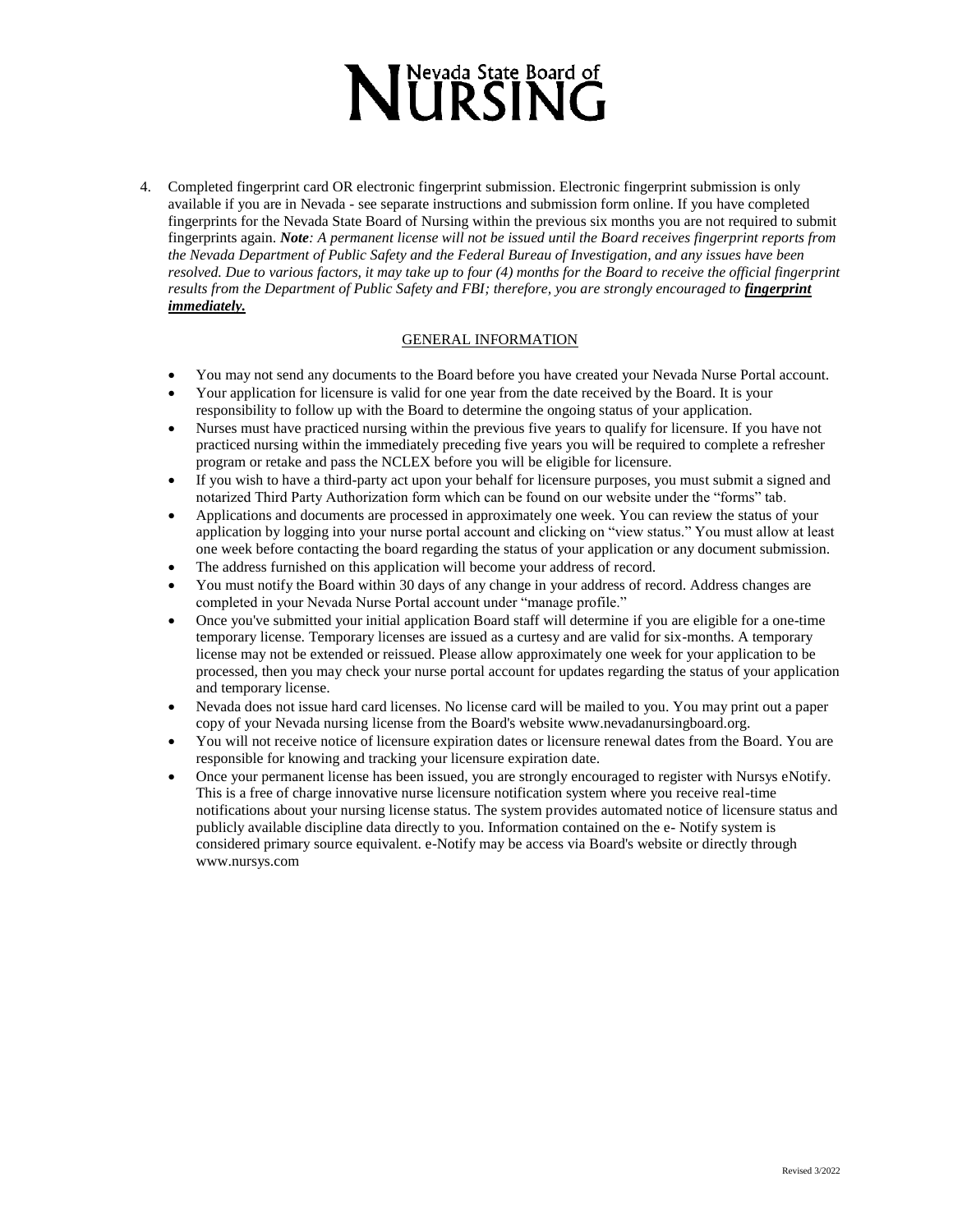# Nevada State Board of NURSING

4. Completed fingerprint card OR electronic fingerprint submission. Electronic fingerprint submission is only available if you are in Nevada - see separate instructions and submission form online. If you have completed fingerprints for the Nevada State Board of Nursing within the previous six months you are not required to submit fingerprints again. ***Note**: A permanent license will not be issued until the Board receives fingerprint reports from the Nevada Department of Public Safety and the Federal Bureau of Investigation, and any issues have been resolved. Due to various factors, it may take up to four (4) months for the Board to receive the official fingerprint results from the Department of Public Safety and FBI; therefore, you are strongly encouraged to **fingerprint immediately.***

## GENERAL INFORMATION

- You may not send any documents to the Board before you have created your Nevada Nurse Portal account.
- Your application for licensure is valid for one year from the date received by the Board. It is your responsibility to follow up with the Board to determine the ongoing status of your application.
- Nurses must have practiced nursing within the previous five years to qualify for licensure. If you have not practiced nursing within the immediately preceding five years you will be required to complete a refresher program or retake and pass the NCLEX before you will be eligible for licensure.
- If you wish to have a third-party act upon your behalf for licensure purposes, you must submit a signed and notarized Third Party Authorization form which can be found on our website under the "forms" tab.
- Applications and documents are processed in approximately one week. You can review the status of your application by logging into your nurse portal account and clicking on "view status." You must allow at least one week before contacting the board regarding the status of your application or any document submission.
- The address furnished on this application will become your address of record.
- You must notify the Board within 30 days of any change in your address of record. Address changes are completed in your Nevada Nurse Portal account under "manage profile."
- Once you've submitted your initial application Board staff will determine if you are eligible for a one-time temporary license. Temporary licenses are issued as a curtesy and are valid for six-months. A temporary license may not be extended or reissued. Please allow approximately one week for your application to be processed, then you may check your nurse portal account for updates regarding the status of your application and temporary license.
- Nevada does not issue hard card licenses. No license card will be mailed to you. You may print out a paper copy of your Nevada nursing license from the Board's website www.nevadanursingboard.org.
- You will not receive notice of licensure expiration dates or licensure renewal dates from the Board. You are responsible for knowing and tracking your licensure expiration date.
- Once your permanent license has been issued, you are strongly encouraged to register with Nursys eNotify. This is a free of charge innovative nurse licensure notification system where you receive real-time notifications about your nursing license status. The system provides automated notice of licensure status and publicly available discipline data directly to you. Information contained on the e- Notify system is considered primary source equivalent. e-Notify may be access via Board's website or directly through www.nursys.com

Revised 3/2022